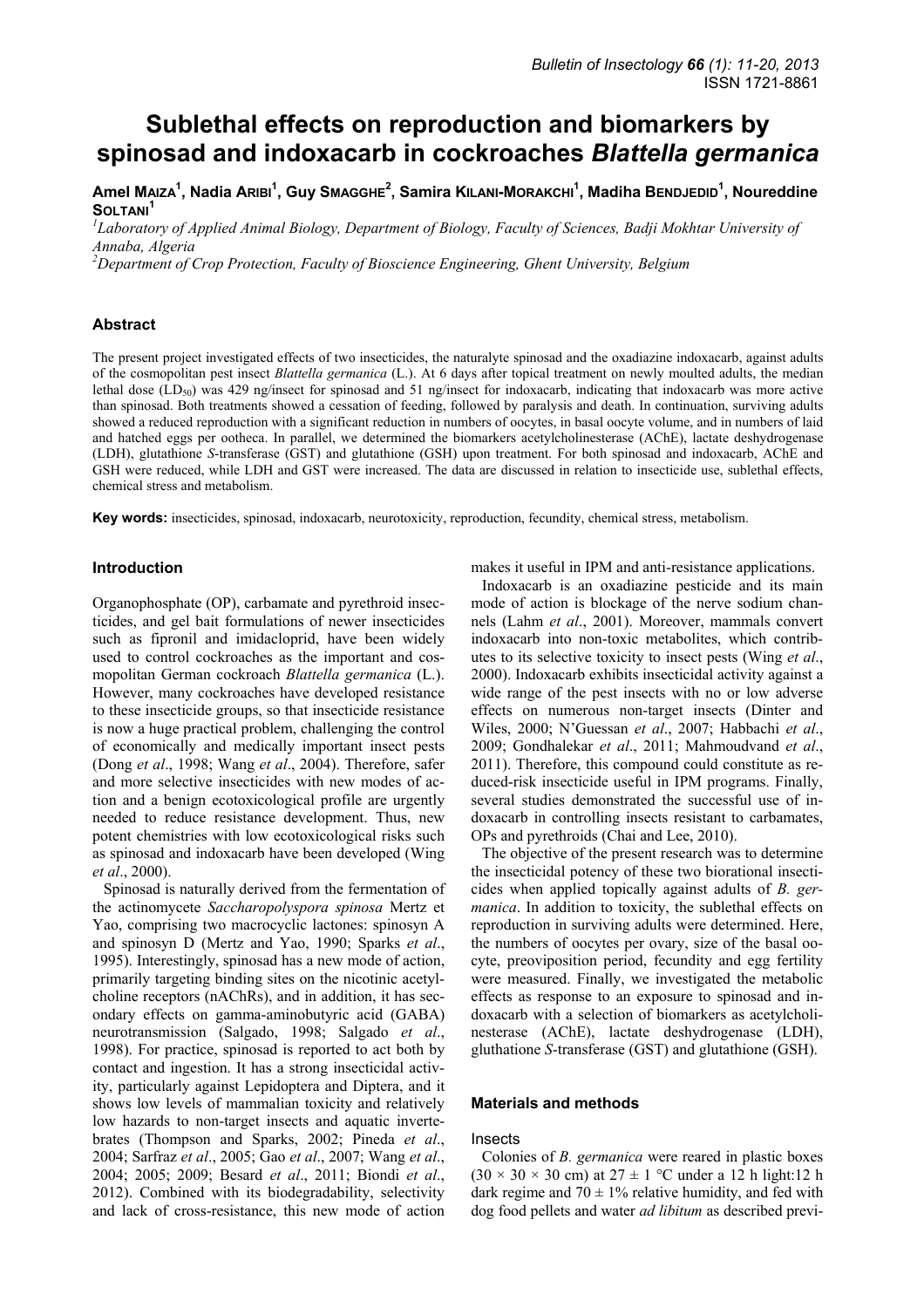# Sublethal effects on reproduction and biomarkers by spinosad and indoxacarb in cockroaches *Blattella germanica*

**Amel Maiza**[1], **Nadia Aribi**[1], **Guy Smagghe**[2], **Samira Kilani-Morakchi**[1], **Madiha Bendjedid**[1], **Noureddine Soltani**[1]

[1]*Laboratory of Applied Animal Biology, Department of Biology, Faculty of Sciences, Badji Mokhtar University of Annaba, Algeria*

[2]*Department of Crop Protection, Faculty of Bioscience Engineering, Ghent University, Belgium*

## Abstract

The present project investigated effects of two insecticides, the naturalyte spinosad and the oxadiazine indoxacarb, against adults of the cosmopolitan pest insect *Blattella germanica* (L.). At 6 days after topical treatment on newly moulted adults, the median lethal dose ($LD_{50}$) was 429 ng/insect for spinosad and 51 ng/insect for indoxacarb, indicating that indoxacarb was more active than spinosad. Both treatments showed a cessation of feeding, followed by paralysis and death. In continuation, surviving adults showed a reduced reproduction with a significant reduction in numbers of oocytes, in basal oocyte volume, and in numbers of laid and hatched eggs per ootheca. In parallel, we determined the biomarkers acetylcholinesterase (AChE), lactate deshydrogenase (LDH), glutathione *S*-transferase (GST) and glutathione (GSH) upon treatment. For both spinosad and indoxacarb, AChE and GSH were reduced, while LDH and GST were increased. The data are discussed in relation to insecticide use, sublethal effects, chemical stress and metabolism.

**Key words:** insecticides, spinosad, indoxacarb, neurotoxicity, reproduction, fecundity, chemical stress, metabolism.

## Introduction

Organophosphate (OP), carbamate and pyrethroid insecticides, and gel bait formulations of newer insecticides such as fipronil and imidacloprid, have been widely used to control cockroaches as the important and cosmopolitan German cockroach *Blattella germanica* (L.). However, many cockroaches have developed resistance to these insecticide groups, so that insecticide resistance is now a huge practical problem, challenging the control of economically and medically important insect pests (Dong *et al*., 1998; Wang *et al*., 2004). Therefore, safer and more selective insecticides with new modes of action and a benign ecotoxicological profile are urgently needed to reduce resistance development. Thus, new potent chemistries with low ecotoxicological risks such as spinosad and indoxacarb have been developed (Wing *et al*., 2000).

Spinosad is naturally derived from the fermentation of the actinomycete *Saccharopolyspora spinosa* Mertz et Yao, comprising two macrocyclic lactones: spinosyn A and spinosyn D (Mertz and Yao, 1990; Sparks *et al*., 1995). Interestingly, spinosad has a new mode of action, primarily targeting binding sites on the nicotinic acetylcholine receptors (nAChRs), and in addition, it has secondary effects on gamma-aminobutyric acid (GABA) neurotransmission (Salgado, 1998; Salgado *et al*., 1998). For practice, spinosad is reported to act both by contact and ingestion. It has a strong insecticidal activity, particularly against Lepidoptera and Diptera, and it shows low levels of mammalian toxicity and relatively low hazards to non-target insects and aquatic invertebrates (Thompson and Sparks, 2002; Pineda *et al*., 2004; Sarfraz *et al*., 2005; Gao *et al*., 2007; Wang *et al*., 2004; 2005; 2009; Besard *et al*., 2011; Biondi *et al*., 2012). Combined with its biodegradability, selectivity and lack of cross-resistance, this new mode of action makes it useful in IPM and anti-resistance applications.

Indoxacarb is an oxadiazine pesticide and its main mode of action is blockage of the nerve sodium channels (Lahm *et al*., 2001). Moreover, mammals convert indoxacarb into non-toxic metabolites, which contributes to its selective toxicity to insect pests (Wing *et al*., 2000). Indoxacarb exhibits insecticidal activity against a wide range of the pest insects with no or low adverse effects on numerous non-target insects (Dinter and Wiles, 2000; N'Guessan *et al*., 2007; Habbachi *et al*., 2009; Gondhalekar *et al*., 2011; Mahmoudvand *et al*., 2011). Therefore, this compound could constitute as reduced-risk insecticide useful in IPM programs. Finally, several studies demonstrated the successful use of indoxacarb in controlling insects resistant to carbamates, OPs and pyrethroids (Chai and Lee, 2010).

The objective of the present research was to determine the insecticidal potency of these two biorational insecticides when applied topically against adults of *B. germanica*. In addition to toxicity, the sublethal effects on reproduction in surviving adults were determined. Here, the numbers of oocytes per ovary, size of the basal oocyte, preoviposition period, fecundity and egg fertility were measured. Finally, we investigated the metabolic effects as response to an exposure to spinosad and indoxacarb with a selection of biomarkers as acetylcholinesterase (AChE), lactate deshydrogenase (LDH), gluthatione *S*-transferase (GST) and glutathione (GSH).

## Materials and methods

### Insects

Colonies of *B. germanica* were reared in plastic boxes (30 × 30 × 30 cm) at 27 ± 1 °C under a 12 h light:12 h dark regime and 70 ± 1% relative humidity, and fed with dog food pellets and water *ad libitum* as described previ-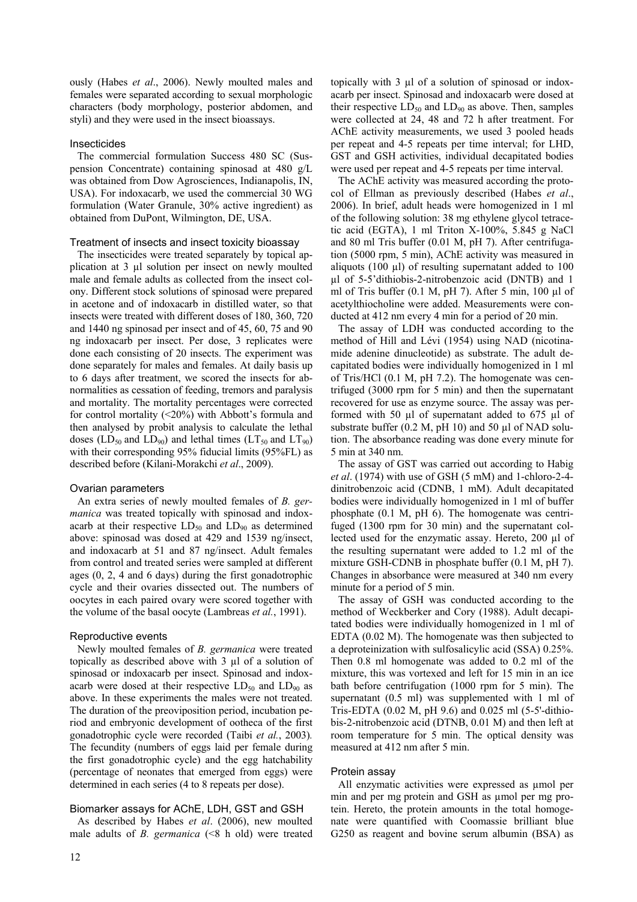ously (Habes *et al*., 2006). Newly moulted males and females were separated according to sexual morphologic characters (body morphology, posterior abdomen, and styli) and they were used in the insect bioassays.

### Insecticides

The commercial formulation Success 480 SC (Suspension Concentrate) containing spinosad at 480 g/L was obtained from Dow Agrosciences, Indianapolis, IN, USA). For indoxacarb, we used the commercial 30 WG formulation (Water Granule, 30% active ingredient) as obtained from DuPont, Wilmington, DE, USA.

### Treatment of insects and insect toxicity bioassay

The insecticides were treated separately by topical application at 3 µl solution per insect on newly moulted male and female adults as collected from the insect colony. Different stock solutions of spinosad were prepared in acetone and of indoxacarb in distilled water, so that insects were treated with different doses of 180, 360, 720 and 1440 ng spinosad per insect and of 45, 60, 75 and 90 ng indoxacarb per insect. Per dose, 3 replicates were done each consisting of 20 insects. The experiment was done separately for males and females. At daily basis up to 6 days after treatment, we scored the insects for abnormalities as cessation of feeding, tremors and paralysis and mortality. The mortality percentages were corrected for control mortality (<20%) with Abbott's formula and then analysed by probit analysis to calculate the lethal doses ($LD_{50}$ and $LD_{90}$) and lethal times ($LT_{50}$ and $LT_{90}$) with their corresponding 95% fiducial limits (95%FL) as described before (Kilani-Morakchi *et al*., 2009).

### Ovarian parameters

An extra series of newly moulted females of *B. germanica* was treated topically with spinosad and indoxacarb at their respective $LD_{50}$ and $LD_{90}$ as determined above: spinosad was dosed at 429 and 1539 ng/insect, and indoxacarb at 51 and 87 ng/insect. Adult females from control and treated series were sampled at different ages (0, 2, 4 and 6 days) during the first gonadotrophic cycle and their ovaries dissected out. The numbers of oocytes in each paired ovary were scored together with the volume of the basal oocyte (Lambreas *et al.*, 1991).

### Reproductive events

Newly moulted females of *B. germanica* were treated topically as described above with 3 µl of a solution of spinosad or indoxacarb per insect. Spinosad and indoxacarb were dosed at their respective $LD_{50}$ and $LD_{90}$ as above. In these experiments the males were not treated. The duration of the preoviposition period, incubation period and embryonic development of ootheca of the first gonadotrophic cycle were recorded (Taibi *et al.*, 2003). The fecundity (numbers of eggs laid per female during the first gonadotrophic cycle) and the egg hatchability (percentage of neonates that emerged from eggs) were determined in each series (4 to 8 repeats per dose).

### Biomarker assays for AChE, LDH, GST and GSH

As described by Habes *et al*. (2006), new moulted male adults of *B. germanica* (<8 h old) were treated topically with 3 µl of a solution of spinosad or indoxacarb per insect. Spinosad and indoxacarb were dosed at their respective $LD_{50}$ and $LD_{90}$ as above. Then, samples were collected at 24, 48 and 72 h after treatment. For AChE activity measurements, we used 3 pooled heads per repeat and 4-5 repeats per time interval; for LHD, GST and GSH activities, individual decapitated bodies were used per repeat and 4-5 repeats per time interval.

The AChE activity was measured according the protocol of Ellman as previously described (Habes *et al*., 2006). In brief, adult heads were homogenized in 1 ml of the following solution: 38 mg ethylene glycol tetracetic acid (EGTA), 1 ml Triton X-100%, 5.845 g NaCl and 80 ml Tris buffer (0.01 M, pH 7). After centrifugation (5000 rpm, 5 min), AChE activity was measured in aliquots (100 µl) of resulting supernatant added to 100 µl of 5-5'dithiobis-2-nitrobenzoic acid (DNTB) and 1 ml of Tris buffer (0.1 M, pH 7). After 5 min, 100 µl of acetylthiocholine were added. Measurements were conducted at 412 nm every 4 min for a period of 20 min.

The assay of LDH was conducted according to the method of Hill and Lévi (1954) using NAD (nicotinamide adenine dinucleotide) as substrate. The adult decapitated bodies were individually homogenized in 1 ml of Tris/HCl (0.1 M, pH 7.2). The homogenate was centrifuged (3000 rpm for 5 min) and then the supernatant recovered for use as enzyme source. The assay was performed with 50 µl of supernatant added to 675 µl of substrate buffer (0.2 M, pH 10) and 50 µl of NAD solution. The absorbance reading was done every minute for 5 min at 340 nm.

The assay of GST was carried out according to Habig *et al*. (1974) with use of GSH (5 mM) and 1-chloro-2-4-dinitrobenzoic acid (CDNB, 1 mM). Adult decapitated bodies were individually homogenized in 1 ml of buffer phosphate (0.1 M, pH 6). The homogenate was centrifuged (1300 rpm for 30 min) and the supernatant collected used for the enzymatic assay. Hereto, 200 µl of the resulting supernatant were added to 1.2 ml of the mixture GSH-CDNB in phosphate buffer (0.1 M, pH 7). Changes in absorbance were measured at 340 nm every minute for a period of 5 min.

The assay of GSH was conducted according to the method of Weckberker and Cory (1988). Adult decapitated bodies were individually homogenized in 1 ml of EDTA (0.02 M). The homogenate was then subjected to a deproteinization with sulfosalicylic acid (SSA) 0.25%. Then 0.8 ml homogenate was added to 0.2 ml of the mixture, this was vortexed and left for 15 min in an ice bath before centrifugation (1000 rpm for 5 min). The supernatant (0.5 ml) was supplemented with 1 ml of Tris-EDTA (0.02 M, pH 9.6) and 0.025 ml (5-5'-dithiobis-2-nitrobenzoic acid (DTNB, 0.01 M) and then left at room temperature for 5 min. The optical density was measured at 412 nm after 5 min.

### Protein assay

All enzymatic activities were expressed as µmol per min and per mg protein and GSH as µmol per mg protein. Hereto, the protein amounts in the total homogenate were quantified with Coomassie brilliant blue G250 as reagent and bovine serum albumin (BSA) as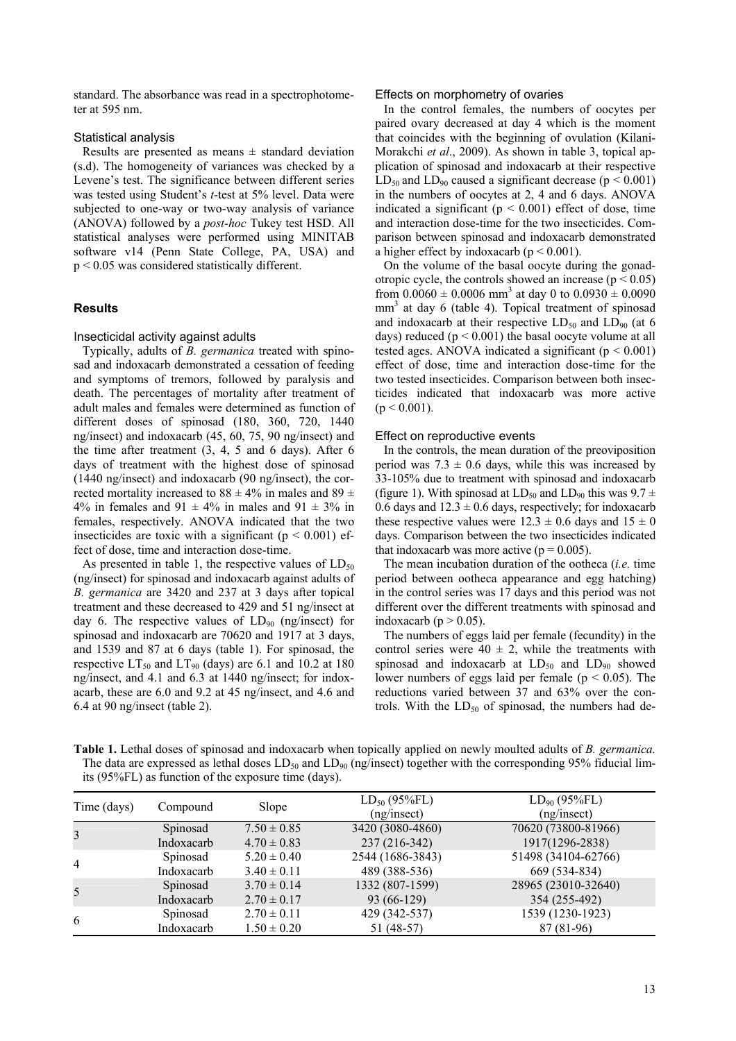standard. The absorbance was read in a spectrophotometer at 595 nm.

### Statistical analysis

Results are presented as means ± standard deviation (s.d). The homogeneity of variances was checked by a Levene's test. The significance between different series was tested using Student's *t*-test at 5% level. Data were subjected to one-way or two-way analysis of variance (ANOVA) followed by a *post-hoc* Tukey test HSD. All statistical analyses were performed using MINITAB software v14 (Penn State College, PA, USA) and $p < 0.05$ was considered statistically different.

## Results

### Insecticidal activity against adults

Typically, adults of *B. germanica* treated with spinosad and indoxacarb demonstrated a cessation of feeding and symptoms of tremors, followed by paralysis and death. The percentages of mortality after treatment of adult males and females were determined as function of different doses of spinosad (180, 360, 720, 1440 ng/insect) and indoxacarb (45, 60, 75, 90 ng/insect) and the time after treatment (3, 4, 5 and 6 days). After 6 days of treatment with the highest dose of spinosad (1440 ng/insect) and indoxacarb (90 ng/insect), the corrected mortality increased to 88 ± 4% in males and 89 ± 4% in females and 91 ± 4% in males and 91 ± 3% in females, respectively. ANOVA indicated that the two insecticides are toxic with a significant ($p < 0.001$) effect of dose, time and interaction dose-time.

As presented in table 1, the respective values of $LD_{50}$ (ng/insect) for spinosad and indoxacarb against adults of *B. germanica* are 3420 and 237 at 3 days after topical treatment and these decreased to 429 and 51 ng/insect at day 6. The respective values of $LD_{90}$ (ng/insect) for spinosad and indoxacarb are 70620 and 1917 at 3 days, and 1539 and 87 at 6 days (table 1). For spinosad, the respective $LT_{50}$ and $LT_{90}$ (days) are 6.1 and 10.2 at 180 ng/insect, and 4.1 and 6.3 at 1440 ng/insect; for indoxacarb, these are 6.0 and 9.2 at 45 ng/insect, and 4.6 and 6.4 at 90 ng/insect (table 2).

### Effects on morphometry of ovaries

In the control females, the numbers of oocytes per paired ovary decreased at day 4 which is the moment that coincides with the beginning of ovulation (Kilani-Morakchi *et al*., 2009). As shown in table 3, topical application of spinosad and indoxacarb at their respective $LD_{50}$ and $LD_{90}$ caused a significant decrease ($p < 0.001$) in the numbers of oocytes at 2, 4 and 6 days. ANOVA indicated a significant ($p < 0.001$) effect of dose, time and interaction dose-time for the two insecticides. Comparison between spinosad and indoxacarb demonstrated a higher effect by indoxacarb ($p < 0.001$).

On the volume of the basal oocyte during the gonadotropic cycle, the controls showed an increase ($p < 0.05$) from 0.0060 ± 0.0006 $mm^3$ at day 0 to 0.0930 ± 0.0090 $mm^3$ at day 6 (table 4). Topical treatment of spinosad and indoxacarb at their respective $LD_{50}$ and $LD_{90}$ (at 6 days) reduced ($p < 0.001$) the basal oocyte volume at all tested ages. ANOVA indicated a significant ($p < 0.001$) effect of dose, time and interaction dose-time for the two tested insecticides. Comparison between both insecticides indicated that indoxacarb was more active ($p < 0.001$).

### Effect on reproductive events

In the controls, the mean duration of the preoviposition period was 7.3 ± 0.6 days, while this was increased by 33-105% due to treatment with spinosad and indoxacarb (figure 1). With spinosad at $LD_{50}$ and $LD_{90}$ this was 9.7 ± 0.6 days and 12.3 ± 0.6 days, respectively; for indoxacarb these respective values were 12.3 ± 0.6 days and 15 ± 0 days. Comparison between the two insecticides indicated that indoxacarb was more active ($p = 0.005$).

The mean incubation duration of the ootheca (*i.e.* time period between ootheca appearance and egg hatching) in the control series was 17 days and this period was not different over the different treatments with spinosad and indoxacarb ($p > 0.05$).

The numbers of eggs laid per female (fecundity) in the control series were 40 ± 2, while the treatments with spinosad and indoxacarb at $LD_{50}$ and $LD_{90}$ showed lower numbers of eggs laid per female ($p < 0.05$). The reductions varied between 37 and 63% over the controls. With the $LD_{50}$ of spinosad, the numbers had de-

**Table 1.** Lethal doses of spinosad and indoxacarb when topically applied on newly moulted adults of *B. germanica.* The data are expressed as lethal doses $LD_{50}$ and $LD_{90}$ (ng/insect) together with the corresponding 95% fiducial limits (95%FL) as function of the exposure time (days).

| Time (days) | Compound | Slope | $LD_{50}$ (95%FL) (ng/insect) | $LD_{90}$ (95%FL) (ng/insect) |
|---|---|---|---|---|
| 3 | Spinosad | 7.50 ± 0.85 | 3420 (3080-4860) | 70620 (73800-81966) |
| | Indoxacarb | 4.70 ± 0.83 | 237 (216-342) | 1917(1296-2838) |
| 4 | Spinosad | 5.20 ± 0.40 | 2544 (1686-3843) | 51498 (34104-62766) |
| | Indoxacarb | 3.40 ± 0.11 | 489 (388-536) | 669 (534-834) |
| 5 | Spinosad | 3.70 ± 0.14 | 1332 (807-1599) | 28965 (23010-32640) |
| | Indoxacarb | 2.70 ± 0.17 | 93 (66-129) | 354 (255-492) |
| 6 | Spinosad | 2.70 ± 0.11 | 429 (342-537) | 1539 (1230-1923) |
| | Indoxacarb | 1.50 ± 0.20 | 51 (48-57) | 87 (81-96) |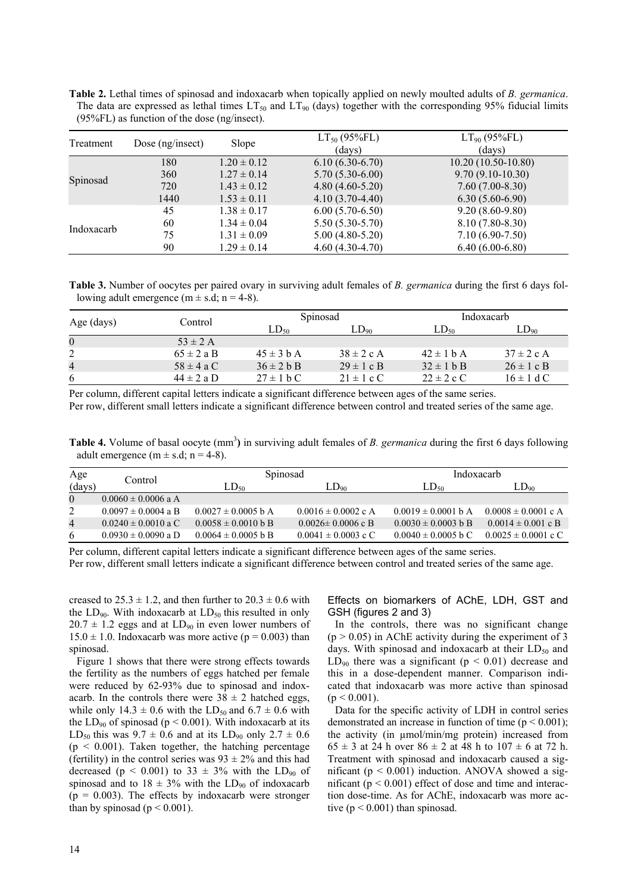**Table 2.** Lethal times of spinosad and indoxacarb when topically applied on newly moulted adults of *B. germanica*. The data are expressed as lethal times $LT_{50}$ and $LT_{90}$ (days) together with the corresponding 95% fiducial limits (95%FL) as function of the dose (ng/insect).

| Treatment | Dose (ng/insect) | Slope | $LT_{50}$ (95%FL) (days) | $LT_{90}$ (95%FL) (days) |
|---|---|---|---|---|
| Spinosad | 180 | 1.20 ± 0.12 | 6.10 (6.30-6.70) | 10.20 (10.50-10.80) |
| | 360 | 1.27 ± 0.14 | 5.70 (5.30-6.00) | 9.70 (9.10-10.30) |
| | 720 | 1.43 ± 0.12 | 4.80 (4.60-5.20) | 7.60 (7.00-8.30) |
| | 1440 | 1.53 ± 0.11 | 4.10 (3.70-4.40) | 6.30 (5.60-6.90) |
| Indoxacarb | 45 | 1.38 ± 0.17 | 6.00 (5.70-6.50) | 9.20 (8.60-9.80) |
| | 60 | 1.34 ± 0.04 | 5.50 (5.30-5.70) | 8.10 (7.80-8.30) |
| | 75 | 1.31 ± 0.09 | 5.00 (4.80-5.20) | 7.10 (6.90-7.50) |
| | 90 | 1.29 ± 0.14 | 4.60 (4.30-4.70) | 6.40 (6.00-6.80) |

**Table 3.** Number of oocytes per paired ovary in surviving adult females of *B. germanica* during the first 6 days following adult emergence (m ± s.d; n = 4-8).

| Age (days) | Control | Spinosad | | Indoxacarb | |
|---|---|---|---|---|---|
| | | $LD_{50}$ | $LD_{90}$ | $LD_{50}$ | $LD_{90}$ |
| 0 | 53 ± 2 A | | | | |
| 2 | 65 ± 2 a B | 45 ± 3 b A | 38 ± 2 c A | 42 ± 1 b A | 37 ± 2 c A |
| 4 | 58 ± 4 a C | 36 ± 2 b B | 29 ± 1 c B | 32 ± 1 b B | 26 ± 1 c B |
| 6 | 44 ± 2 a D | 27 ± 1 b C | 21 ± 1 c C | 22 ± 2 c C | 16 ± 1 d C |

Per column, different capital letters indicate a significant difference between ages of the same series.
Per row, different small letters indicate a significant difference between control and treated series of the same age.

**Table 4.** Volume of basal oocyte ($mm^3$) in surviving adult females of *B. germanica* during the first 6 days following adult emergence (m ± s.d; n = 4-8).

| Age (days) | Control | Spinosad | | Indoxacarb | |
|---|---|---|---|---|---|
| | | $LD_{50}$ | $LD_{90}$ | $LD_{50}$ | $LD_{90}$ |
| 0 | 0.0060 ± 0.0006 a A | | | | |
| 2 | 0.0097 ± 0.0004 a B | 0.0027 ± 0.0005 b A | 0.0016 ± 0.0002 c A | 0.0019 ± 0.0001 b A | 0.0008 ± 0.0001 c A |
| 4 | 0.0240 ± 0.0010 a C | 0.0058 ± 0.0010 b B | 0.0026± 0.0006 c B | 0.0030 ± 0.0003 b B | 0.0014 ± 0.001 c B |
| 6 | 0.0930 ± 0.0090 a D | 0.0064 ± 0.0005 b B | 0.0041 ± 0.0003 c C | 0.0040 ± 0.0005 b C | 0.0025 ± 0.0001 c C |

Per column, different capital letters indicate a significant difference between ages of the same series.
Per row, different small letters indicate a significant difference between control and treated series of the same age.

creased to 25.3 ± 1.2, and then further to 20.3 ± 0.6 with the $LD_{90}$. With indoxacarb at $LD_{50}$ this resulted in only 20.7 ± 1.2 eggs and at $LD_{90}$ in even lower numbers of 15.0 ± 1.0. Indoxacarb was more active ($p = 0.003$) than spinosad.

Figure 1 shows that there were strong effects towards the fertility as the numbers of eggs hatched per female were reduced by 62-93% due to spinosad and indoxacarb. In the controls there were 38 ± 2 hatched eggs, while only 14.3 ± 0.6 with the $LD_{50}$ and 6.7 ± 0.6 with the $LD_{90}$ of spinosad ($p < 0.001$). With indoxacarb at its $LD_{50}$ this was 9.7 ± 0.6 and at its $LD_{90}$ only 2.7 ± 0.6 ($p < 0.001$). Taken together, the hatching percentage (fertility) in the control series was 93 ± 2% and this had decreased ($p < 0.001$) to 33 ± 3% with the $LD_{90}$ of spinosad and to 18 ± 3% with the $LD_{90}$ of indoxacarb ($p = 0.003$). The effects by indoxacarb were stronger than by spinosad ($p < 0.001$).

### Effects on biomarkers of AChE, LDH, GST and GSH (figures 2 and 3)

In the controls, there was no significant change ($p > 0.05$) in AChE activity during the experiment of 3 days. With spinosad and indoxacarb at their $LD_{50}$ and $LD_{90}$ there was a significant ($p < 0.01$) decrease and this in a dose-dependent manner. Comparison indicated that indoxacarb was more active than spinosad ($p < 0.001$).

Data for the specific activity of LDH in control series demonstrated an increase in function of time ($p < 0.001$); the activity (in µmol/min/mg protein) increased from 65 ± 3 at 24 h over 86 ± 2 at 48 h to 107 ± 6 at 72 h. Treatment with spinosad and indoxacarb caused a significant ($p < 0.001$) induction. ANOVA showed a significant ($p < 0.001$) effect of dose and time and interaction dose-time. As for AChE, indoxacarb was more active ($p < 0.001$) than spinosad.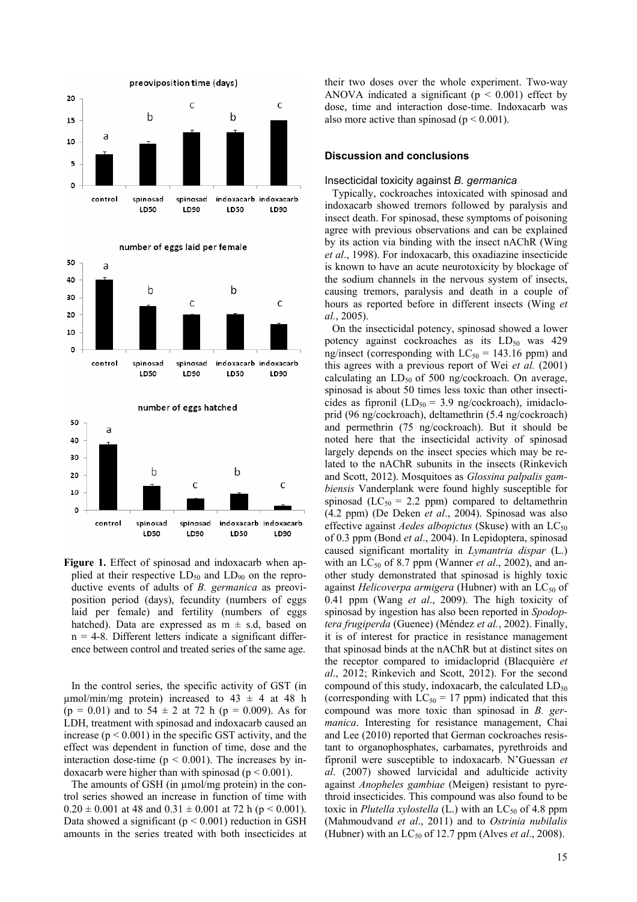**Figure 1.** Effect of spinosad and indoxacarb when applied at their respective $LD_{50}$ and $LD_{90}$ on the reproductive events of adults of *B. germanica* as preoviposition period (days), fecundity (numbers of eggs laid per female) and fertility (numbers of eggs hatched). Data are expressed as m ± s.d, based on n = 4-8. Different letters indicate a significant difference between control and treated series of the same age.

In the control series, the specific activity of GST (in µmol/min/mg protein) increased to 43 ± 4 at 48 h ($p = 0.01$) and to 54 ± 2 at 72 h ($p = 0.009$). As for LDH, treatment with spinosad and indoxacarb caused an increase ($p < 0.001$) in the specific GST activity, and the effect was dependent in function of time, dose and the interaction dose-time ($p < 0.001$). The increases by indoxacarb were higher than with spinosad ($p < 0.001$).

The amounts of GSH (in µmol/mg protein) in the control series showed an increase in function of time with 0.20 ± 0.001 at 48 and 0.31 ± 0.001 at 72 h ($p < 0.001$). Data showed a significant ($p < 0.001$) reduction in GSH amounts in the series treated with both insecticides at their two doses over the whole experiment. Two-way ANOVA indicated a significant ($p < 0.001$) effect by dose, time and interaction dose-time. Indoxacarb was also more active than spinosad ($p < 0.001$).

## Discussion and conclusions

### Insecticidal toxicity against *B. germanica*

Typically, cockroaches intoxicated with spinosad and indoxacarb showed tremors followed by paralysis and insect death. For spinosad, these symptoms of poisoning agree with previous observations and can be explained by its action via binding with the insect nAChR (Wing *et al*., 1998). For indoxacarb, this oxadiazine insecticide is known to have an acute neurotoxicity by blockage of the sodium channels in the nervous system of insects, causing tremors, paralysis and death in a couple of hours as reported before in different insects (Wing *et al.*, 2005).

On the insecticidal potency, spinosad showed a lower potency against cockroaches as its $LD_{50}$ was 429 ng/insect (corresponding with $LC_{50}$ = 143.16 ppm) and this agrees with a previous report of Wei *et al.* (2001) calculating an $LD_{50}$ of 500 ng/cockroach. On average, spinosad is about 50 times less toxic than other insecticides as fipronil ($LD_{50}$ = 3.9 ng/cockroach), imidacloprid (96 ng/cockroach), deltamethrin (5.4 ng/cockroach) and permethrin (75 ng/cockroach). But it should be noted here that the insecticidal activity of spinosad largely depends on the insect species which may be related to the nAChR subunits in the insects (Rinkevich and Scott, 2012). Mosquitoes as *Glossina palpalis gambiensis* Vanderplank were found highly susceptible for spinosad ($LC_{50}$ = 2.2 ppm) compared to deltamethrin (4.2 ppm) (De Deken *et al*., 2004). Spinosad was also effective against *Aedes albopictus* (Skuse) with an $LC_{50}$ of 0.3 ppm (Bond *et al*., 2004). In Lepidoptera, spinosad caused significant mortality in *Lymantria dispar* (L.) with an $LC_{50}$ of 8.7 ppm (Wanner *et al*., 2002), and another study demonstrated that spinosad is highly toxic against *Helicoverpa armigera* (Hubner) with an $LC_{50}$ of 0.41 ppm (Wang *et al*., 2009). The high toxicity of spinosad by ingestion has also been reported in *Spodoptera frugiperda* (Guenee) (Méndez *et al.*, 2002). Finally, it is of interest for practice in resistance management that spinosad binds at the nAChR but at distinct sites on the receptor compared to imidacloprid (Blacquière *et al*., 2012; Rinkevich and Scott, 2012). For the second compound of this study, indoxacarb, the calculated $LD_{50}$ (corresponding with $LC_{50}$ = 17 ppm) indicated that this compound was more toxic than spinosad in *B. germanica*. Interesting for resistance management, Chai and Lee (2010) reported that German cockroaches resistant to organophosphates, carbamates, pyrethroids and fipronil were susceptible to indoxacarb. N'Guessan *et al*. (2007) showed larvicidal and adulticide activity against *Anopheles gambiae* (Meigen) resistant to pyrethroid insecticides. This compound was also found to be toxic in *Plutella xylostella* (L.) with an $LC_{50}$ of 4.8 ppm (Mahmoudvand *et al*., 2011) and to *Ostrinia nubilalis* (Hubner) with an $LC_{50}$ of 12.7 ppm (Alves *et al*., 2008).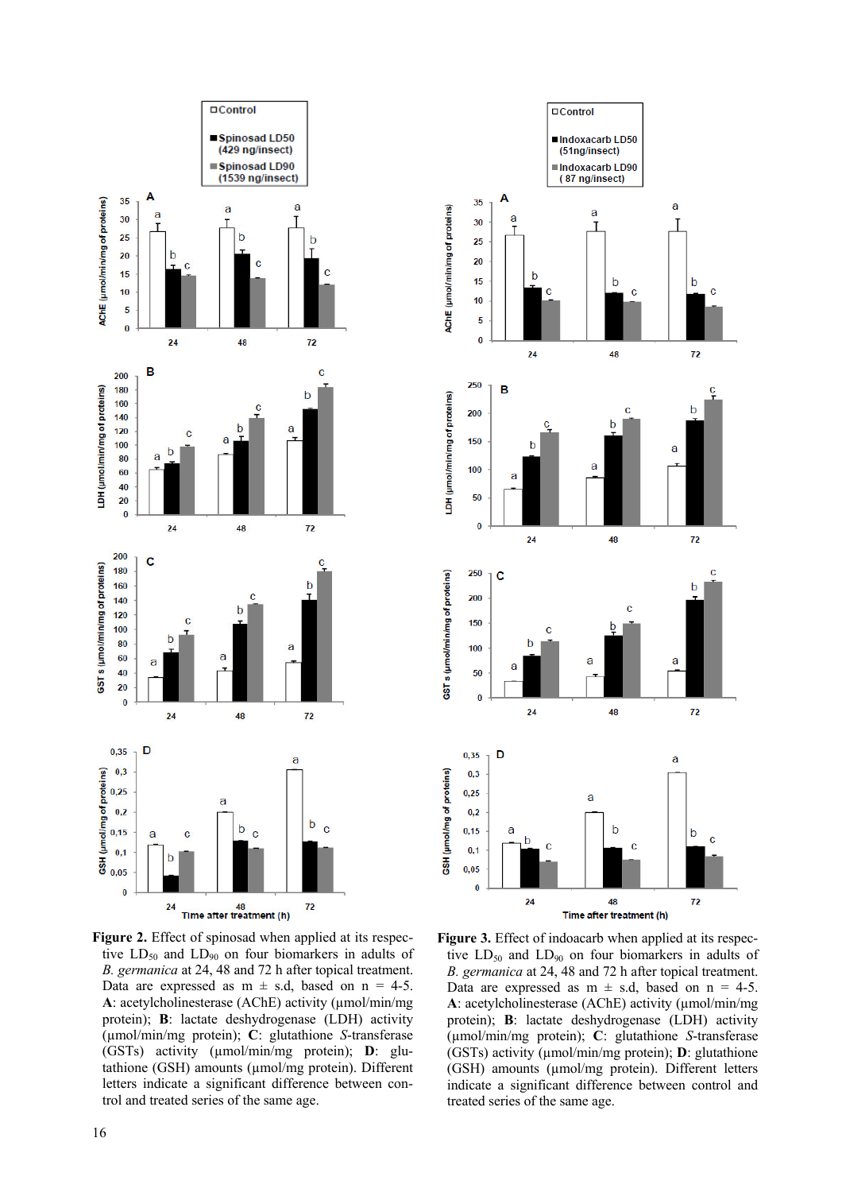**Figure 2.** Effect of spinosad when applied at its respective $LD_{50}$ and $LD_{90}$ on four biomarkers in adults of *B. germanica* at 24, 48 and 72 h after topical treatment. Data are expressed as m ± s.d, based on n = 4-5. **A**: acetylcholinesterase (AChE) activity (µmol/min/mg protein); **B**: lactate deshydrogenase (LDH) activity (µmol/min/mg protein); **C**: glutathione *S*-transferase (GSTs) activity (µmol/min/mg protein); **D**: glutathione (GSH) amounts (µmol/mg protein). Different letters indicate a significant difference between control and treated series of the same age.

**Figure 3.** Effect of indoacarb when applied at its respective $LD_{50}$ and $LD_{90}$ on four biomarkers in adults of *B. germanica* at 24, 48 and 72 h after topical treatment. Data are expressed as m ± s.d, based on n = 4-5. **A**: acetylcholinesterase (AChE) activity (µmol/min/mg protein); **B**: lactate deshydrogenase (LDH) activity (µmol/min/mg protein); **C**: glutathione *S*-transferase (GSTs) activity (µmol/min/mg protein); **D**: glutathione (GSH) amounts (µmol/mg protein). Different letters indicate a significant difference between control and treated series of the same age.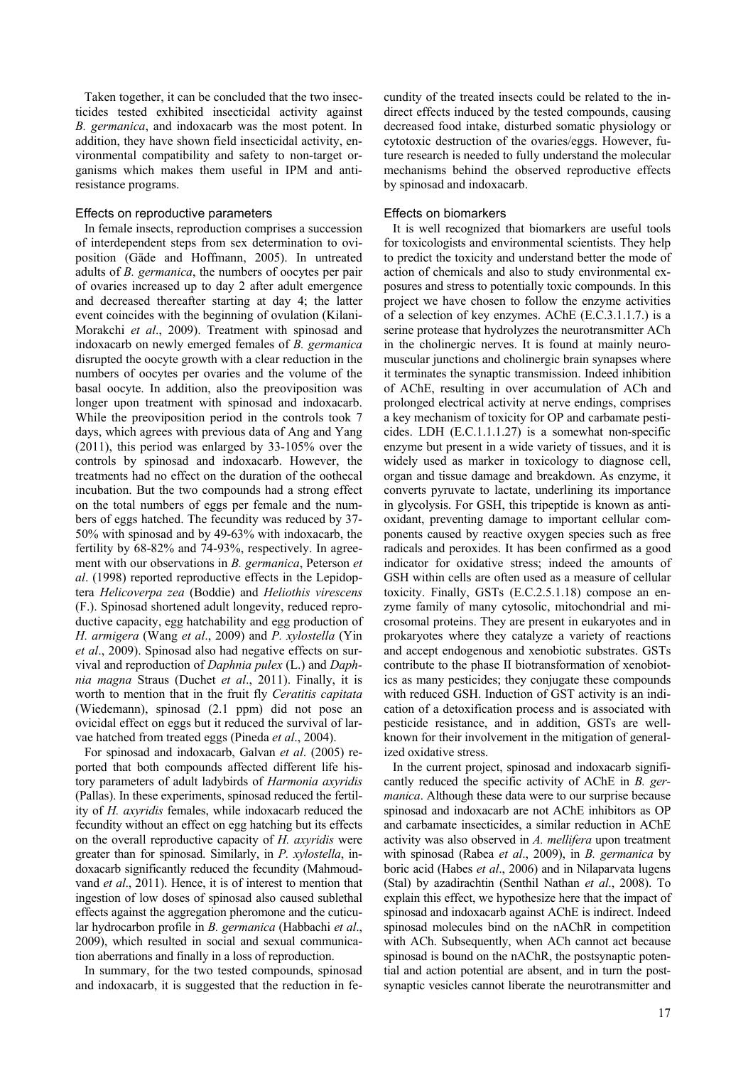Taken together, it can be concluded that the two insecticides tested exhibited insecticidal activity against *B. germanica*, and indoxacarb was the most potent. In addition, they have shown field insecticidal activity, environmental compatibility and safety to non-target organisms which makes them useful in IPM and anti-resistance programs.

### Effects on reproductive parameters

In female insects, reproduction comprises a succession of interdependent steps from sex determination to oviposition (Gäde and Hoffmann, 2005). In untreated adults of *B. germanica*, the numbers of oocytes per pair of ovaries increased up to day 2 after adult emergence and decreased thereafter starting at day 4; the latter event coincides with the beginning of ovulation (Kilani-Morakchi *et al*., 2009). Treatment with spinosad and indoxacarb on newly emerged females of *B. germanica* disrupted the oocyte growth with a clear reduction in the numbers of oocytes per ovaries and the volume of the basal oocyte. In addition, also the preoviposition was longer upon treatment with spinosad and indoxacarb. While the preoviposition period in the controls took 7 days, which agrees with previous data of Ang and Yang (2011), this period was enlarged by 33-105% over the controls by spinosad and indoxacarb. However, the treatments had no effect on the duration of the oothecal incubation. But the two compounds had a strong effect on the total numbers of eggs per female and the numbers of eggs hatched. The fecundity was reduced by 37-50% with spinosad and by 49-63% with indoxacarb, the fertility by 68-82% and 74-93%, respectively. In agreement with our observations in *B. germanica*, Peterson *et al*. (1998) reported reproductive effects in the Lepidoptera *Helicoverpa zea* (Boddie) and *Heliothis virescens* (F.). Spinosad shortened adult longevity, reduced reproductive capacity, egg hatchability and egg production of *H. armigera* (Wang *et al*., 2009) and *P. xylostella* (Yin *et al*., 2009). Spinosad also had negative effects on survival and reproduction of *Daphnia pulex* (L.) and *Daphnia magna* Straus (Duchet *et al*., 2011). Finally, it is worth to mention that in the fruit fly *Ceratitis capitata* (Wiedemann), spinosad (2.1 ppm) did not pose an ovicidal effect on eggs but it reduced the survival of larvae hatched from treated eggs (Pineda *et al*., 2004).

For spinosad and indoxacarb, Galvan *et al*. (2005) reported that both compounds affected different life history parameters of adult ladybirds of *Harmonia axyridis* (Pallas). In these experiments, spinosad reduced the fertility of *H. axyridis* females, while indoxacarb reduced the fecundity without an effect on egg hatching but its effects on the overall reproductive capacity of *H. axyridis* were greater than for spinosad. Similarly, in *P. xylostella*, indoxacarb significantly reduced the fecundity (Mahmoudvand *et al*., 2011). Hence, it is of interest to mention that ingestion of low doses of spinosad also caused sublethal effects against the aggregation pheromone and the cuticular hydrocarbon profile in *B. germanica* (Habbachi *et al*., 2009), which resulted in social and sexual communication aberrations and finally in a loss of reproduction.

In summary, for the two tested compounds, spinosad and indoxacarb, it is suggested that the reduction in fecundity of the treated insects could be related to the indirect effects induced by the tested compounds, causing decreased food intake, disturbed somatic physiology or cytotoxic destruction of the ovaries/eggs. However, future research is needed to fully understand the molecular mechanisms behind the observed reproductive effects by spinosad and indoxacarb.

### Effects on biomarkers

It is well recognized that biomarkers are useful tools for toxicologists and environmental scientists. They help to predict the toxicity and understand better the mode of action of chemicals and also to study environmental exposures and stress to potentially toxic compounds. In this project we have chosen to follow the enzyme activities of a selection of key enzymes. AChE (E.C.3.1.1.7.) is a serine protease that hydrolyzes the neurotransmitter ACh in the cholinergic nerves. It is found at mainly neuromuscular junctions and cholinergic brain synapses where it terminates the synaptic transmission. Indeed inhibition of AChE, resulting in over accumulation of ACh and prolonged electrical activity at nerve endings, comprises a key mechanism of toxicity for OP and carbamate pesticides. LDH (E.C.1.1.1.27) is a somewhat non-specific enzyme but present in a wide variety of tissues, and it is widely used as marker in toxicology to diagnose cell, organ and tissue damage and breakdown. As enzyme, it converts pyruvate to lactate, underlining its importance in glycolysis. For GSH, this tripeptide is known as antioxidant, preventing damage to important cellular components caused by reactive oxygen species such as free radicals and peroxides. It has been confirmed as a good indicator for oxidative stress; indeed the amounts of GSH within cells are often used as a measure of cellular toxicity. Finally, GSTs (E.C.2.5.1.18) compose an enzyme family of many cytosolic, mitochondrial and microsomal proteins. They are present in eukaryotes and in prokaryotes where they catalyze a variety of reactions and accept endogenous and xenobiotic substrates. GSTs contribute to the phase II biotransformation of xenobiotics as many pesticides; they conjugate these compounds with reduced GSH. Induction of GST activity is an indication of a detoxification process and is associated with pesticide resistance, and in addition, GSTs are well-known for their involvement in the mitigation of generalized oxidative stress.

In the current project, spinosad and indoxacarb significantly reduced the specific activity of AChE in *B. germanica*. Although these data were to our surprise because spinosad and indoxacarb are not AChE inhibitors as OP and carbamate insecticides, a similar reduction in AChE activity was also observed in *A. mellifera* upon treatment with spinosad (Rabea *et al*., 2009), in *B. germanica* by boric acid (Habes *et al*., 2006) and in Nilaparvata lugens (Stal) by azadirachtin (Senthil Nathan *et al*., 2008). To explain this effect, we hypothesize here that the impact of spinosad and indoxacarb against AChE is indirect. Indeed spinosad molecules bind on the nAChR in competition with ACh. Subsequently, when ACh cannot act because spinosad is bound on the nAChR, the postsynaptic potential and action potential are absent, and in turn the postsynaptic vesicles cannot liberate the neurotransmitter and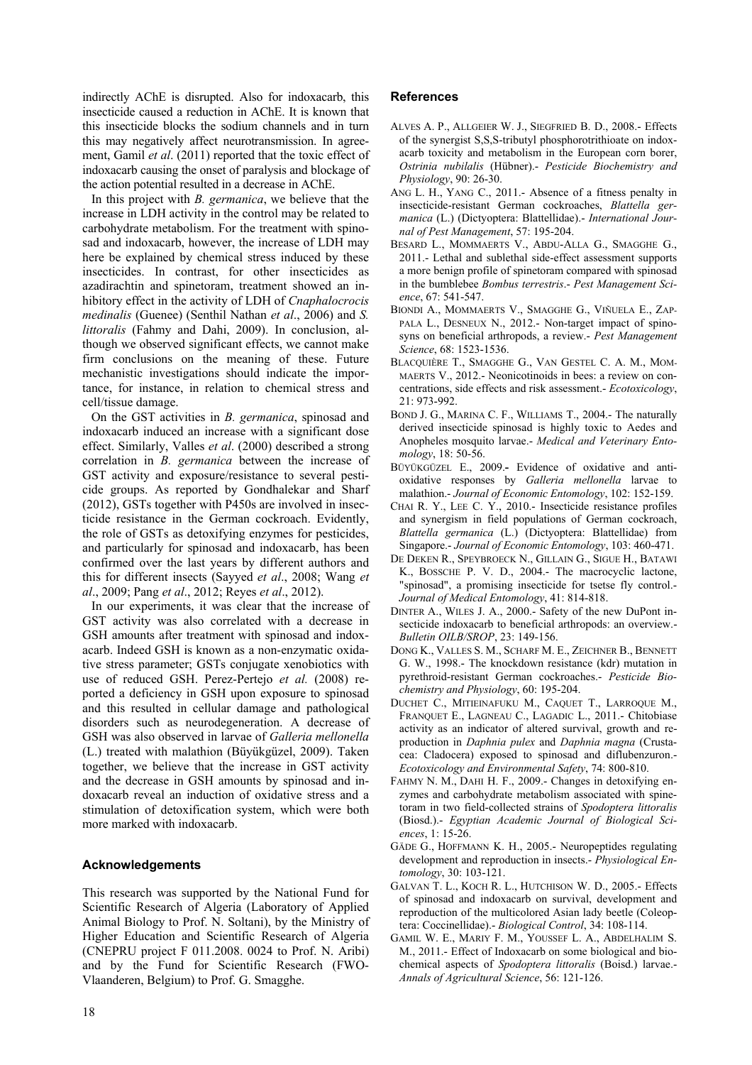indirectly AChE is disrupted. Also for indoxacarb, this insecticide caused a reduction in AChE. It is known that this insecticide blocks the sodium channels and in turn this may negatively affect neurotransmission. In agreement, Gamil *et al*. (2011) reported that the toxic effect of indoxacarb causing the onset of paralysis and blockage of the action potential resulted in a decrease in AChE.

In this project with *B. germanica*, we believe that the increase in LDH activity in the control may be related to carbohydrate metabolism. For the treatment with spinosad and indoxacarb, however, the increase of LDH may here be explained by chemical stress induced by these insecticides. In contrast, for other insecticides as azadirachtin and spinetoram, treatment showed an inhibitory effect in the activity of LDH of *Cnaphalocrocis medinalis* (Guenee) (Senthil Nathan *et al*., 2006) and *S. littoralis* (Fahmy and Dahi, 2009). In conclusion, although we observed significant effects, we cannot make firm conclusions on the meaning of these. Future mechanistic investigations should indicate the importance, for instance, in relation to chemical stress and cell/tissue damage.

On the GST activities in *B. germanica*, spinosad and indoxacarb induced an increase with a significant dose effect. Similarly, Valles *et al*. (2000) described a strong correlation in *B. germanica* between the increase of GST activity and exposure/resistance to several pesticide groups. As reported by Gondhalekar and Sharf (2012), GSTs together with P450s are involved in insecticide resistance in the German cockroach. Evidently, the role of GSTs as detoxifying enzymes for pesticides, and particularly for spinosad and indoxacarb, has been confirmed over the last years by different authors and this for different insects (Sayyed *et al*., 2008; Wang *et al*., 2009; Pang *et al*., 2012; Reyes *et al*., 2012).

In our experiments, it was clear that the increase of GST activity was also correlated with a decrease in GSH amounts after treatment with spinosad and indoxacarb. Indeed GSH is known as a non-enzymatic oxidative stress parameter; GSTs conjugate xenobiotics with use of reduced GSH. Perez-Pertejo *et al.* (2008) reported a deficiency in GSH upon exposure to spinosad and this resulted in cellular damage and pathological disorders such as neurodegeneration. A decrease of GSH was also observed in larvae of *Galleria mellonella* (L.) treated with malathion (Büyükgüzel, 2009). Taken together, we believe that the increase in GST activity and the decrease in GSH amounts by spinosad and indoxacarb reveal an induction of oxidative stress and a stimulation of detoxification system, which were both more marked with indoxacarb.

## Acknowledgements

This research was supported by the National Fund for Scientific Research of Algeria (Laboratory of Applied Animal Biology to Prof. N. Soltani), by the Ministry of Higher Education and Scientific Research of Algeria (CNEPRU project F 011.2008. 0024 to Prof. N. Aribi) and by the Fund for Scientific Research (FWO-Vlaanderen, Belgium) to Prof. G. Smagghe.

## References

ALVES A. P., ALLGEIER W. J., SIEGFRIED B. D., 2008.- Effects of the synergist S,S,S-tributyl phosphorotrithioate on indoxacarb toxicity and metabolism in the European corn borer, *Ostrinia nubilalis* (Hübner).- *Pesticide Biochemistry and Physiology*, 90: 26-30.

ANG L. H., YANG C., 2011.- Absence of a fitness penalty in insecticide-resistant German cockroaches, *Blattella germanica* (L.) (Dictyoptera: Blattellidae).- *International Journal of Pest Management*, 57: 195-204.

BESARD L., MOMMAERTS V., ABDU-ALLA G., SMAGGHE G., 2011.- Lethal and sublethal side-effect assessment supports a more benign profile of spinetoram compared with spinosad in the bumblebee *Bombus terrestris*.- *Pest Management Science*, 67: 541-547.

BIONDI A., MOMMAERTS V., SMAGGHE G., VIÑUELA E., ZAPPALA L., DESNEUX N., 2012.- Non-target impact of spinosyns on beneficial arthropods, a review.- *Pest Management Science*, 68: 1523-1536.

BLACQUIÈRE T., SMAGGHE G., VAN GESTEL C. A. M., MOMMAERTS V., 2012.- Neonicotinoids in bees: a review on concentrations, side effects and risk assessment.- *Ecotoxicology*, 21: 973-992.

BOND J. G., MARINA C. F., WILLIAMS T., 2004.- The naturally derived insecticide spinosad is highly toxic to Aedes and Anopheles mosquito larvae.- *Medical and Veterinary Entomology*, 18: 50-56.

BÜYÜKGÜZEL E., 2009.- Evidence of oxidative and antioxidative responses by *Galleria mellonella* larvae to malathion.- *Journal of Economic Entomology*, 102: 152-159.

CHAI R. Y., LEE C. Y., 2010.- Insecticide resistance profiles and synergism in field populations of German cockroach, *Blattella germanica* (L.) (Dictyoptera: Blattellidae) from Singapore.- *Journal of Economic Entomology*, 103: 460-471.

DE DEKEN R., SPEYBROECK N., GILLAIN G., SIGUE H., BATAWI K., BOSSCHE P. V. D., 2004.- The macrocyclic lactone, "spinosad", a promising insecticide for tsetse fly control.- *Journal of Medical Entomology*, 41: 814-818.

DINTER A., WILES J. A., 2000.- Safety of the new DuPont insecticide indoxacarb to beneficial arthropods: an overview.- *Bulletin OILB/SROP*, 23: 149-156.

DONG K., VALLES S. M., SCHARF M. E., ZEICHNER B., BENNETT G. W., 1998.- The knockdown resistance (kdr) mutation in pyrethroid-resistant German cockroaches.- *Pesticide Biochemistry and Physiology*, 60: 195-204.

DUCHET C., MITIEINAFUKU M., CAQUET T., LARROQUE M., FRANQUET E., LAGNEAU C., LAGADIC L., 2011.- Chitobiase activity as an indicator of altered survival, growth and reproduction in *Daphnia pulex* and *Daphnia magna* (Crustacea: Cladocera) exposed to spinosad and diflubenzuron.- *Ecotoxicology and Environmental Safety*, 74: 800-810.

FAHMY N. M., DAHI H. F., 2009.- Changes in detoxifying enzymes and carbohydrate metabolism associated with spinetoram in two field-collected strains of *Spodoptera littoralis* (Biosd.).- *Egyptian Academic Journal of Biological Sciences*, 1: 15-26.

GÄDE G., HOFFMANN K. H., 2005.- Neuropeptides regulating development and reproduction in insects.- *Physiological Entomology*, 30: 103-121.

GALVAN T. L., KOCH R. L., HUTCHISON W. D., 2005.- Effects of spinosad and indoxacarb on survival, development and reproduction of the multicolored Asian lady beetle (Coleoptera: Coccinellidae).- *Biological Control*, 34: 108-114.

GAMIL W. E., MARIY F. M., YOUSSEF L. A., ABDELHALIM S. M., 2011.- Effect of Indoxacarb on some biological and biochemical aspects of *Spodoptera littoralis* (Boisd.) larvae.- *Annals of Agricultural Science*, 56: 121-126.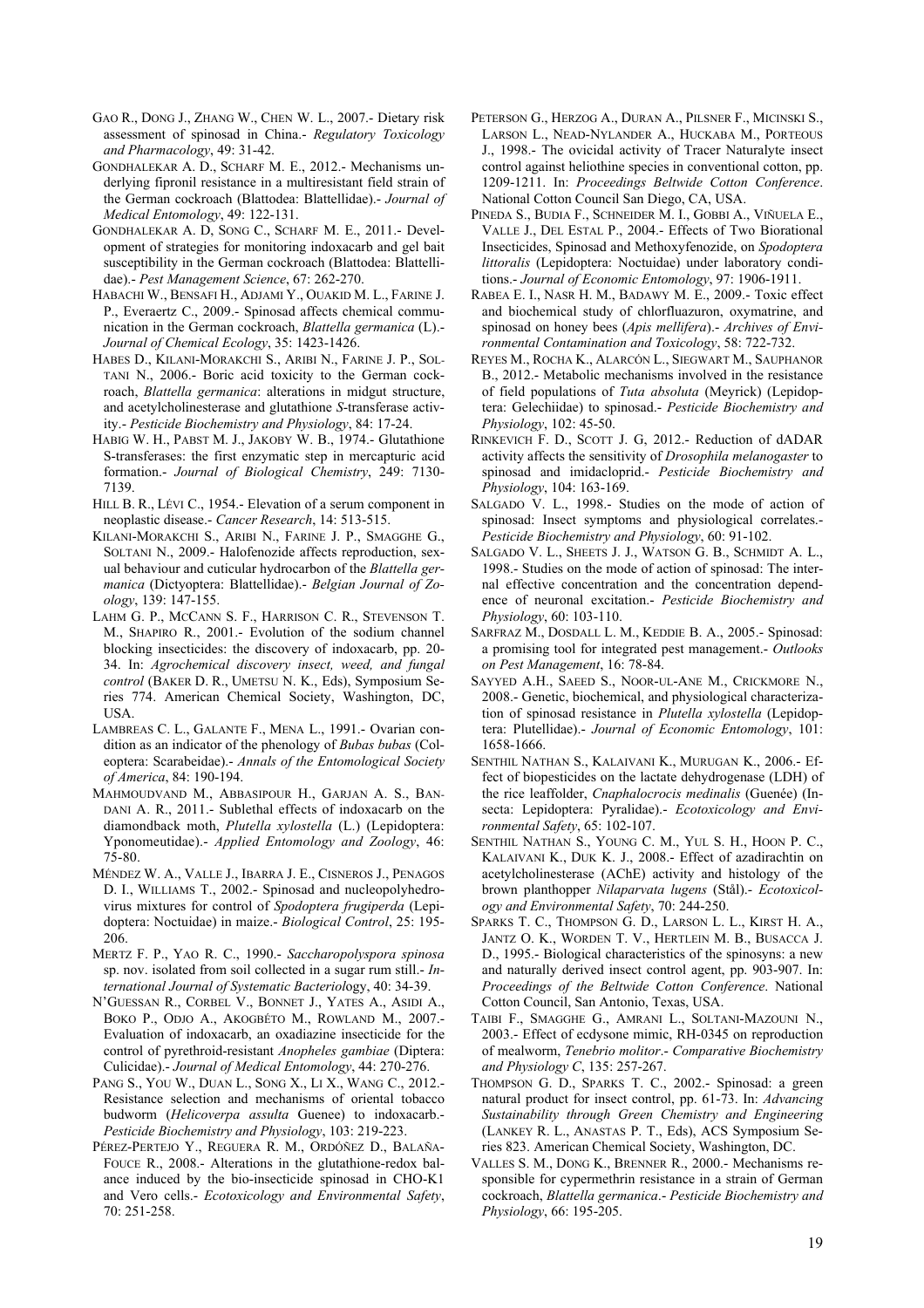GAO R., DONG J., ZHANG W., CHEN W. L., 2007.- Dietary risk assessment of spinosad in China.- *Regulatory Toxicology and Pharmacology*, 49: 31-42.

GONDHALEKAR A. D., SCHARF M. E., 2012.- Mechanisms underlying fipronil resistance in a multiresistant field strain of the German cockroach (Blattodea: Blattellidae).- *Journal of Medical Entomology*, 49: 122-131.

GONDHALEKAR A. D, SONG C., SCHARF M. E., 2011.- Development of strategies for monitoring indoxacarb and gel bait susceptibility in the German cockroach (Blattodea: Blattellidae).- *Pest Management Science*, 67: 262-270.

HABACHI W., BENSAFI H., ADJAMI Y., OUAKID M. L., FARINE J. P., Everaertz C., 2009.- Spinosad affects chemical communication in the German cockroach, *Blattella germanica* (L).- *Journal of Chemical Ecology*, 35: 1423-1426.

HABES D., KILANI-MORAKCHI S., ARIBI N., FARINE J. P., SOLTANI N., 2006.- Boric acid toxicity to the German cockroach, *Blattella germanica*: alterations in midgut structure, and acetylcholinesterase and glutathione *S*-transferase activity.- *Pesticide Biochemistry and Physiology*, 84: 17-24.

HABIG W. H., PABST M. J., JAKOBY W. B., 1974.- Glutathione S-transferases: the first enzymatic step in mercapturic acid formation.- *Journal of Biological Chemistry*, 249: 7130-7139.

HILL B. R., LÉVI C., 1954.- Elevation of a serum component in neoplastic disease.- *Cancer Research*, 14: 513-515.

KILANI-MORAKCHI S., ARIBI N., FARINE J. P., SMAGGHE G., SOLTANI N., 2009.- Halofenozide affects reproduction, sexual behaviour and cuticular hydrocarbon of the *Blattella germanica* (Dictyoptera: Blattellidae).- *Belgian Journal of Zoology*, 139: 147-155.

LAHM G. P., MCCANN S. F., HARRISON C. R., STEVENSON T. M., SHAPIRO R., 2001.- Evolution of the sodium channel blocking insecticides: the discovery of indoxacarb, pp. 20-34. In: *Agrochemical discovery insect, weed, and fungal control* (BAKER D. R., UMETSU N. K., Eds), Symposium Series 774. American Chemical Society, Washington, DC, USA.

LAMBREAS C. L., GALANTE F., MENA L., 1991.- Ovarian condition as an indicator of the phenology of *Bubas bubas* (Coleoptera: Scarabeidae).- *Annals of the Entomological Society of America*, 84: 190-194.

MAHMOUDVAND M., ABBASIPOUR H., GARJAN A. S., BANDANI A. R., 2011.- Sublethal effects of indoxacarb on the diamondback moth, *Plutella xylostella* (L.) (Lepidoptera: Yponomeutidae).- *Applied Entomology and Zoology*, 46: 75-80.

MÉNDEZ W. A., VALLE J., IBARRA J. E., CISNEROS J., PENAGOS D. I., WILLIAMS T., 2002.- Spinosad and nucleopolyhedrovirus mixtures for control of *Spodoptera frugiperda* (Lepidoptera: Noctuidae) in maize.- *Biological Control*, 25: 195-206.

MERTZ F. P., YAO R. C., 1990.- *Saccharopolyspora spinosa* sp. nov. isolated from soil collected in a sugar rum still.- *International Journal of Systematic Bacteriol*ogy, 40: 34-39.

N'GUESSAN R., CORBEL V., BONNET J., YATES A., ASIDI A., BOKO P., ODJO A., AKOGBÉTO M., ROWLAND M., 2007.- Evaluation of indoxacarb, an oxadiazine insecticide for the control of pyrethroid-resistant *Anopheles gambiae* (Diptera: Culicidae).- *Journal of Medical Entomology*, 44: 270-276.

PANG S., YOU W., DUAN L., SONG X., LI X., WANG C., 2012.- Resistance selection and mechanisms of oriental tobacco budworm (*Helicoverpa assulta* Guenee) to indoxacarb.- *Pesticide Biochemistry and Physiology*, 103: 219-223.

PÉREZ-PERTEJO Y., REGUERA R. M., ORDÓÑEZ D., BALAÑA-FOUCE R., 2008.- Alterations in the glutathione-redox balance induced by the bio-insecticide spinosad in CHO-K1 and Vero cells.- *Ecotoxicology and Environmental Safety*, 70: 251-258.

PETERSON G., HERZOG A., DURAN A., PILSNER F., MICINSKI S., LARSON L., NEAD-NYLANDER A., HUCKABA M., PORTEOUS J., 1998.- The ovicidal activity of Tracer Naturalyte insect control against heliothine species in conventional cotton, pp. 1209-1211. In: *Proceedings Beltwide Cotton Conference*. National Cotton Council San Diego, CA, USA.

PINEDA S., BUDIA F., SCHNEIDER M. I., GOBBI A., VIÑUELA E., VALLE J., DEL ESTAL P., 2004.- Effects of Two Biorational Insecticides, Spinosad and Methoxyfenozide, on *Spodoptera littoralis* (Lepidoptera: Noctuidae) under laboratory conditions.- *Journal of Economic Entomology*, 97: 1906-1911.

RABEA E. I., NASR H. M., BADAWY M. E., 2009.- Toxic effect and biochemical study of chlorfluazuron, oxymatrine, and spinosad on honey bees (*Apis mellifera*).- *Archives of Environmental Contamination and Toxicology*, 58: 722-732.

REYES M., ROCHA K., ALARCÓN L., SIEGWART M., SAUPHANOR B., 2012.- Metabolic mechanisms involved in the resistance of field populations of *Tuta absoluta* (Meyrick) (Lepidoptera: Gelechiidae) to spinosad.- *Pesticide Biochemistry and Physiology*, 102: 45-50.

RINKEVICH F. D., SCOTT J. G, 2012.- Reduction of dADAR activity affects the sensitivity of *Drosophila melanogaster* to spinosad and imidacloprid.- *Pesticide Biochemistry and Physiology*, 104: 163-169.

SALGADO V. L., 1998.- Studies on the mode of action of spinosad: Insect symptoms and physiological correlates.- *Pesticide Biochemistry and Physiology*, 60: 91-102.

SALGADO V. L., SHEETS J. J., WATSON G. B., SCHMIDT A. L., 1998.- Studies on the mode of action of spinosad: The internal effective concentration and the concentration dependence of neuronal excitation.- *Pesticide Biochemistry and Physiology*, 60: 103-110.

SARFRAZ M., DOSDALL L. M., KEDDIE B. A., 2005.- Spinosad: a promising tool for integrated pest management.- *Outlooks on Pest Management*, 16: 78-84.

SAYYED A.H., SAEED S., NOOR-UL-ANE M., CRICKMORE N., 2008.- Genetic, biochemical, and physiological characterization of spinosad resistance in *Plutella xylostella* (Lepidoptera: Plutellidae).- *Journal of Economic Entomology*, 101: 1658-1666.

SENTHIL NATHAN S., KALAIVANI K., MURUGAN K., 2006.- Effect of biopesticides on the lactate dehydrogenase (LDH) of the rice leaffolder, *Cnaphalocrocis medinalis* (Guenée) (Insecta: Lepidoptera: Pyralidae).- *Ecotoxicology and Environmental Safety*, 65: 102-107.

SENTHIL NATHAN S., YOUNG C. M., YUL S. H., HOON P. C., KALAIVANI K., DUK K. J., 2008.- Effect of azadirachtin on acetylcholinesterase (AChE) activity and histology of the brown planthopper *Nilaparvata lugens* (Stål).- *Ecotoxicology and Environmental Safety*, 70: 244-250.

SPARKS T. C., THOMPSON G. D., LARSON L. L., KIRST H. A., JANTZ O. K., WORDEN T. V., HERTLEIN M. B., BUSACCA J. D., 1995.- Biological characteristics of the spinosyns: a new and naturally derived insect control agent, pp. 903-907. In: *Proceedings of the Beltwide Cotton Conference*. National Cotton Council, San Antonio, Texas, USA.

TAIBI F., SMAGGHE G., AMRANI L., SOLTANI-MAZOUNI N., 2003.- Effect of ecdysone mimic, RH-0345 on reproduction of mealworm, *Tenebrio molitor*.- *Comparative Biochemistry and Physiology C*, 135: 257-267.

THOMPSON G. D., SPARKS T. C., 2002.- Spinosad: a green natural product for insect control, pp. 61-73. In: *Advancing Sustainability through Green Chemistry and Engineering* (LANKEY R. L., ANASTAS P. T., Eds), ACS Symposium Series 823. American Chemical Society, Washington, DC.

VALLES S. M., DONG K., BRENNER R., 2000.- Mechanisms responsible for cypermethrin resistance in a strain of German cockroach, *Blattella germanica*.- *Pesticide Biochemistry and Physiology*, 66: 195-205.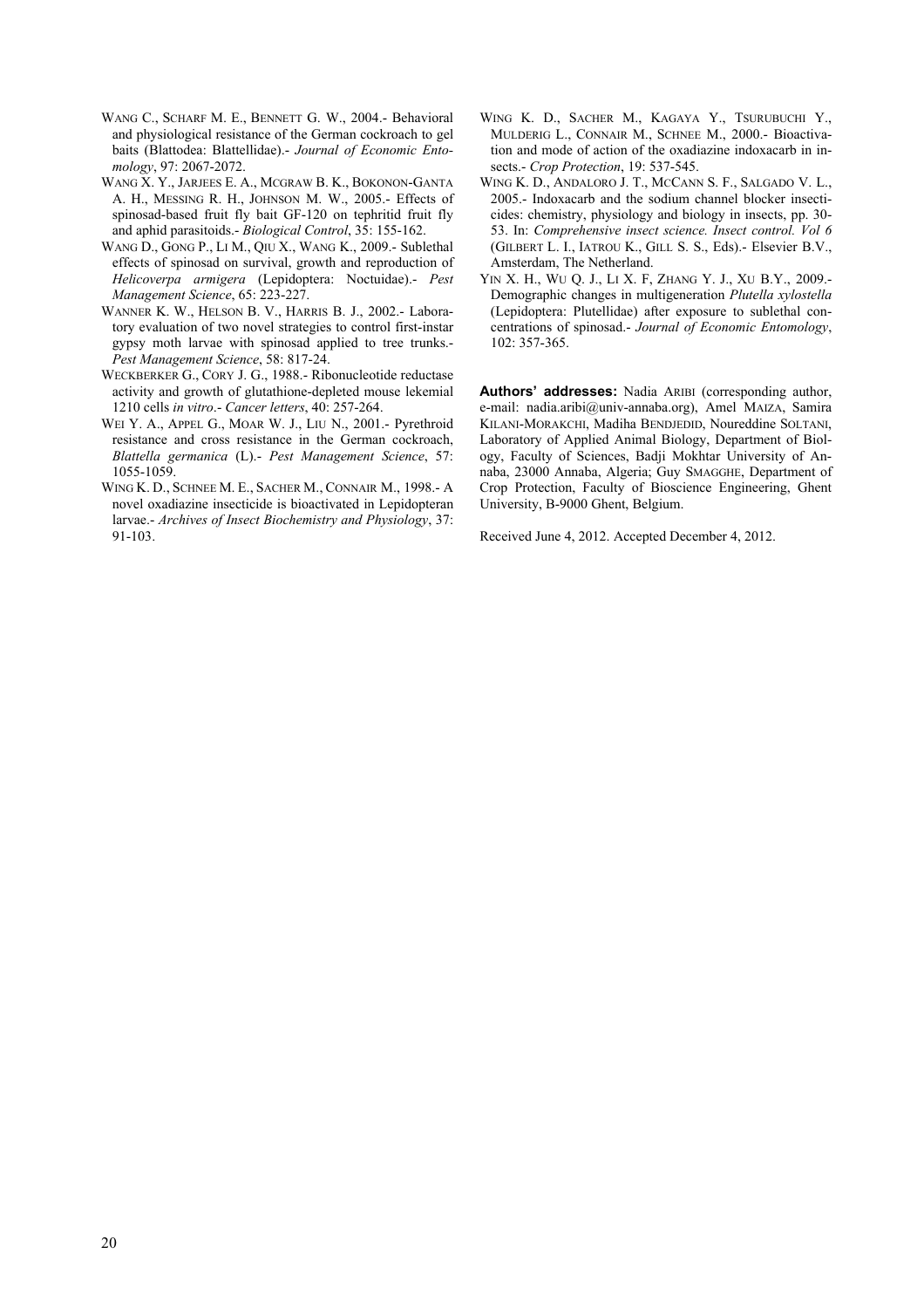WANG C., SCHARF M. E., BENNETT G. W., 2004.- Behavioral and physiological resistance of the German cockroach to gel baits (Blattodea: Blattellidae).- *Journal of Economic Entomology*, 97: 2067-2072.

WANG X. Y., JARJEES E. A., MCGRAW B. K., BOKONON-GANTA A. H., MESSING R. H., JOHNSON M. W., 2005.- Effects of spinosad-based fruit fly bait GF-120 on tephritid fruit fly and aphid parasitoids.- *Biological Control*, 35: 155-162.

WANG D., GONG P., LI M., QIU X., WANG K., 2009.- Sublethal effects of spinosad on survival, growth and reproduction of *Helicoverpa armigera* (Lepidoptera: Noctuidae).- *Pest Management Science*, 65: 223-227.

WANNER K. W., HELSON B. V., HARRIS B. J., 2002.- Laboratory evaluation of two novel strategies to control first-instar gypsy moth larvae with spinosad applied to tree trunks.- *Pest Management Science*, 58: 817-24.

WECKBERKER G., CORY J. G., 1988.- Ribonucleotide reductase activity and growth of glutathione-depleted mouse lekemial 1210 cells *in vitro*.- *Cancer letters*, 40: 257-264.

WEI Y. A., APPEL G., MOAR W. J., LIU N., 2001.- Pyrethroid resistance and cross resistance in the German cockroach, *Blattella germanica* (L).- *Pest Management Science*, 57: 1055-1059.

WING K. D., SCHNEE M. E., SACHER M., CONNAIR M., 1998.- A novel oxadiazine insecticide is bioactivated in Lepidopteran larvae.- *Archives of Insect Biochemistry and Physiology*, 37: 91-103.

WING K. D., SACHER M., KAGAYA Y., TSURUBUCHI Y., MULDERIG L., CONNAIR M., SCHNEE M., 2000.- Bioactivation and mode of action of the oxadiazine indoxacarb in insects.- *Crop Protection*, 19: 537-545.

WING K. D., ANDALORO J. T., MCCANN S. F., SALGADO V. L., 2005.- Indoxacarb and the sodium channel blocker insecticides: chemistry, physiology and biology in insects, pp. 30-53. In: *Comprehensive insect science. Insect control. Vol 6* (GILBERT L. I., IATROU K., GILL S. S., Eds).- Elsevier B.V., Amsterdam, The Netherland.

YIN X. H., WU Q. J., LI X. F, ZHANG Y. J., XU B.Y., 2009.- Demographic changes in multigeneration *Plutella xylostella* (Lepidoptera: Plutellidae) after exposure to sublethal concentrations of spinosad.- *Journal of Economic Entomology*, 102: 357-365.

**Authors' addresses:** Nadia ARIBI (corresponding author, e-mail: nadia.aribi@univ-annaba.org), Amel MAIZA, Samira KILANI-MORAKCHI, Madiha BENDJEDID, Noureddine SOLTANI, Laboratory of Applied Animal Biology, Department of Biology, Faculty of Sciences, Badji Mokhtar University of Annaba, 23000 Annaba, Algeria; Guy SMAGGHE, Department of Crop Protection, Faculty of Bioscience Engineering, Ghent University, B-9000 Ghent, Belgium.

Received June 4, 2012. Accepted December 4, 2012.